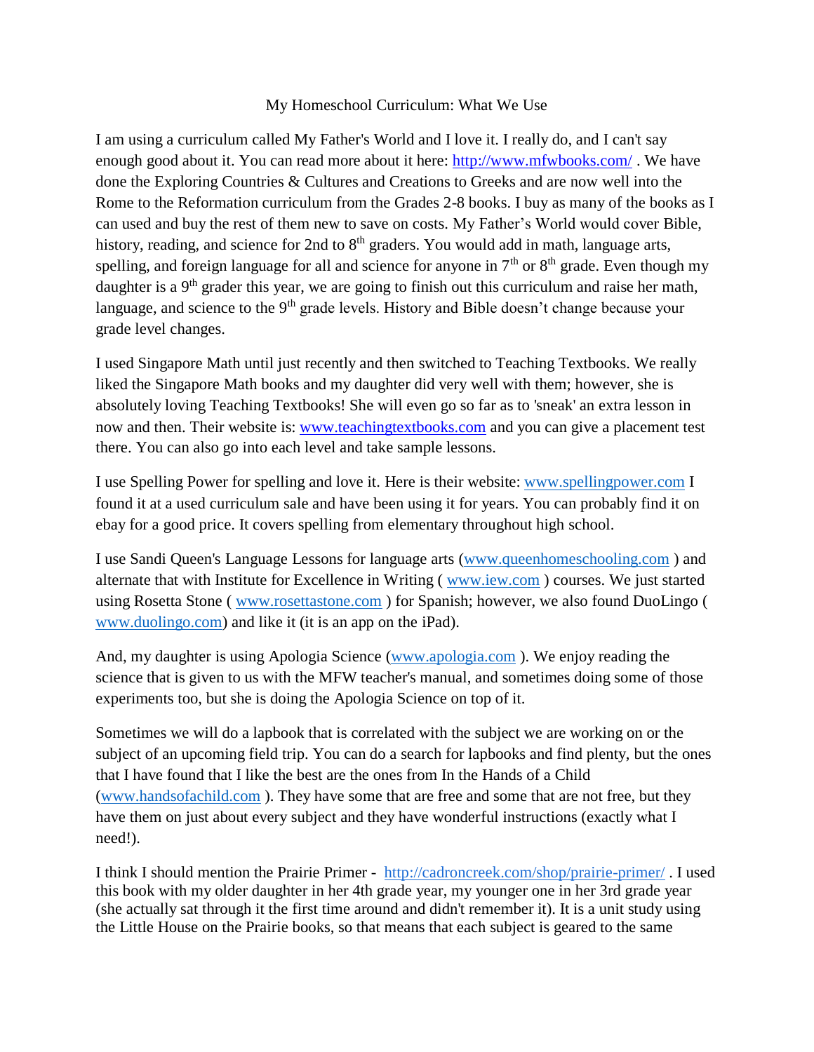# My Homeschool Curriculum: What We Use

I am using a curriculum called My Father's World and I love it. I really do, and I can't say enough good about it. You can read more about it here: [http://www.mfwbooks.com/](http://www.mfwbooks.com/) . We have done the Exploring Countries & Cultures and Creations to Greeks and are now well into the Rome to the Reformation curriculum from the Grades 2-8 books. I buy as many of the books as I can used and buy the rest of them new to save on costs. My Father's World would cover Bible, history, reading, and science for 2nd to 8th graders. You would add in math, language arts, spelling, and foreign language for all and science for anyone in 7th or 8th grade. Even though my daughter is a 9th grader this year, we are going to finish out this curriculum and raise her math, language, and science to the 9th grade levels. History and Bible doesn't change because your grade level changes.

I used Singapore Math until just recently and then switched to Teaching Textbooks. We really liked the Singapore Math books and my daughter did very well with them; however, she is absolutely loving Teaching Textbooks! She will even go so far as to 'sneak' an extra lesson in now and then. Their website is: [www.teachingtextbooks.com](www.teachingtextbooks.com) and you can give a placement test there. You can also go into each level and take sample lessons.

I use Spelling Power for spelling and love it. Here is their website: [www.spellingpower.com](www.spellingpower.com) I found it at a used curriculum sale and have been using it for years. You can probably find it on ebay for a good price. It covers spelling from elementary throughout high school.

I use Sandi Queen's Language Lessons for language arts ([www.queenhomeschooling.com](www.queenhomeschooling.com) ) and alternate that with Institute for Excellence in Writing ( [www.iew.com](www.iew.com) ) courses. We just started using Rosetta Stone ( [www.rosettastone.com](www.rosettastone.com) ) for Spanish; however, we also found DuoLingo ( [www.duolingo.com](www.duolingo.com)) and like it (it is an app on the iPad).

And, my daughter is using Apologia Science ([www.apologia.com](www.apologia.com) ). We enjoy reading the science that is given to us with the MFW teacher's manual, and sometimes doing some of those experiments too, but she is doing the Apologia Science on top of it.

Sometimes we will do a lapbook that is correlated with the subject we are working on or the subject of an upcoming field trip. You can do a search for lapbooks and find plenty, but the ones that I have found that I like the best are the ones from In the Hands of a Child ([www.handsofachild.com](www.handsofachild.com) ). They have some that are free and some that are not free, but they have them on just about every subject and they have wonderful instructions (exactly what I need!).

I think I should mention the Prairie Primer - [http://cadroncreek.com/shop/prairie-primer/](http://cadroncreek.com/shop/prairie-primer/) . I used this book with my older daughter in her 4th grade year, my younger one in her 3rd grade year (she actually sat through it the first time around and didn't remember it). It is a unit study using the Little House on the Prairie books, so that means that each subject is geared to the same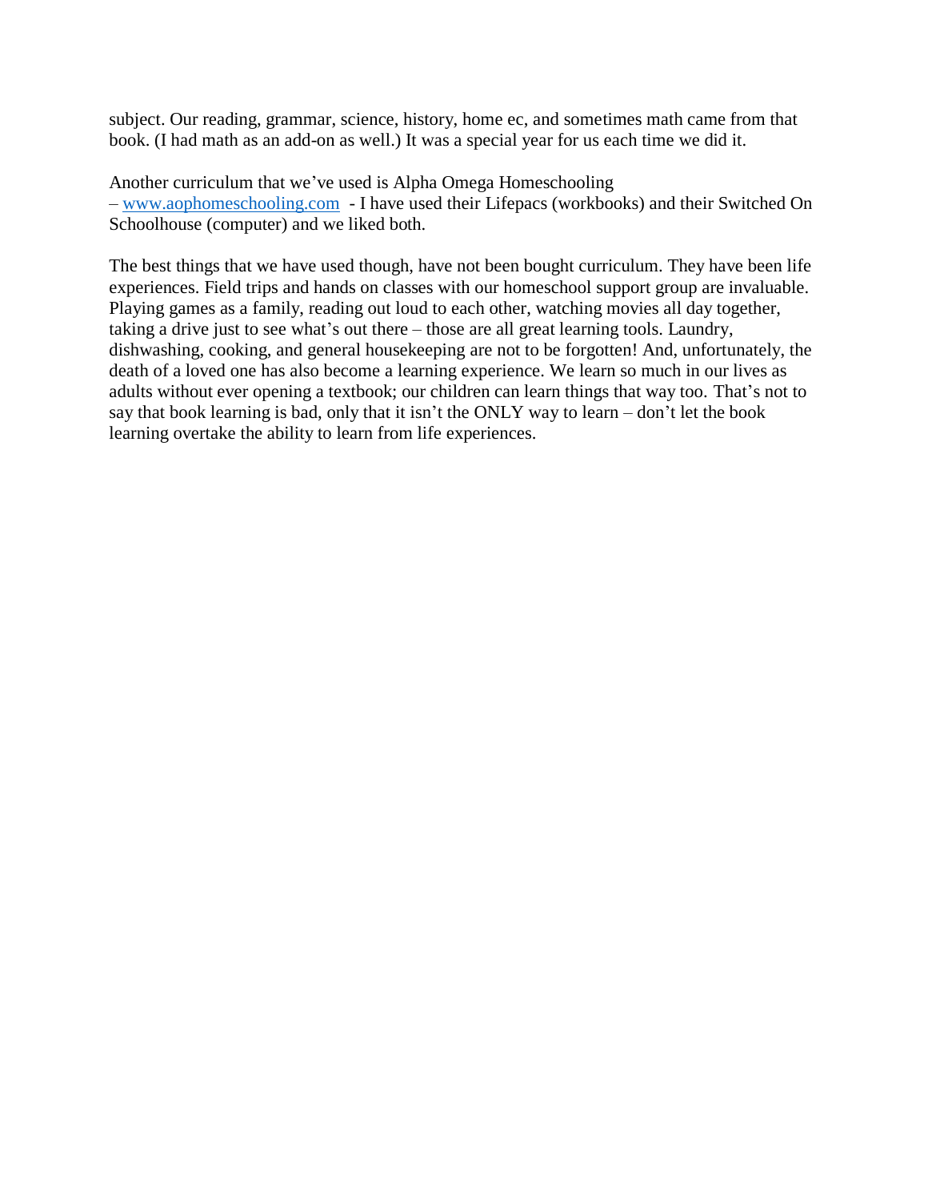subject. Our reading, grammar, science, history, home ec, and sometimes math came from that book. (I had math as an add-on as well.) It was a special year for us each time we did it.

Another curriculum that we've used is Alpha Omega Homeschooling – [www.aophomeschooling.com](http://www.aophomeschooling.com) - I have used their Lifepacs (workbooks) and their Switched On Schoolhouse (computer) and we liked both.

The best things that we have used though, have not been bought curriculum. They have been life experiences. Field trips and hands on classes with our homeschool support group are invaluable. Playing games as a family, reading out loud to each other, watching movies all day together, taking a drive just to see what's out there – those are all great learning tools. Laundry, dishwashing, cooking, and general housekeeping are not to be forgotten! And, unfortunately, the death of a loved one has also become a learning experience. We learn so much in our lives as adults without ever opening a textbook; our children can learn things that way too. That's not to say that book learning is bad, only that it isn't the ONLY way to learn – don't let the book learning overtake the ability to learn from life experiences.